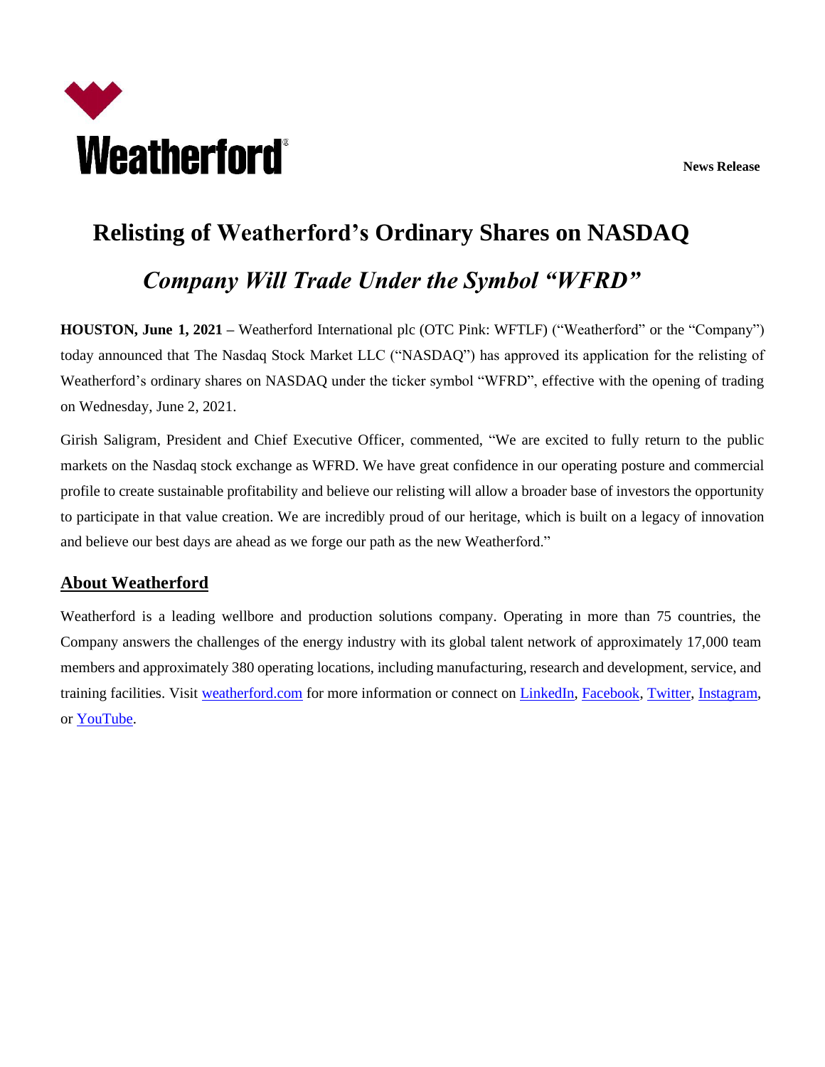Weatherford®

**News Release**

# Relisting of Weatherford's Ordinary Shares on NASDAQ

## *Company Will Trade Under the Symbol "WFRD"*

**HOUSTON, June 1, 2021 –** Weatherford International plc (OTC Pink: WFTLF) ("Weatherford" or the "Company") today announced that The Nasdaq Stock Market LLC ("NASDAQ") has approved its application for the relisting of Weatherford's ordinary shares on NASDAQ under the ticker symbol "WFRD", effective with the opening of trading on Wednesday, June 2, 2021.

Girish Saligram, President and Chief Executive Officer, commented, "We are excited to fully return to the public markets on the Nasdaq stock exchange as WFRD. We have great confidence in our operating posture and commercial profile to create sustainable profitability and believe our relisting will allow a broader base of investors the opportunity to participate in that value creation. We are incredibly proud of our heritage, which is built on a legacy of innovation and believe our best days are ahead as we forge our path as the new Weatherford."

## About Weatherford

Weatherford is a leading wellbore and production solutions company. Operating in more than 75 countries, the Company answers the challenges of the energy industry with its global talent network of approximately 17,000 team members and approximately 380 operating locations, including manufacturing, research and development, service, and training facilities. Visit weatherford.com for more information or connect on LinkedIn, Facebook, Twitter, Instagram, or YouTube.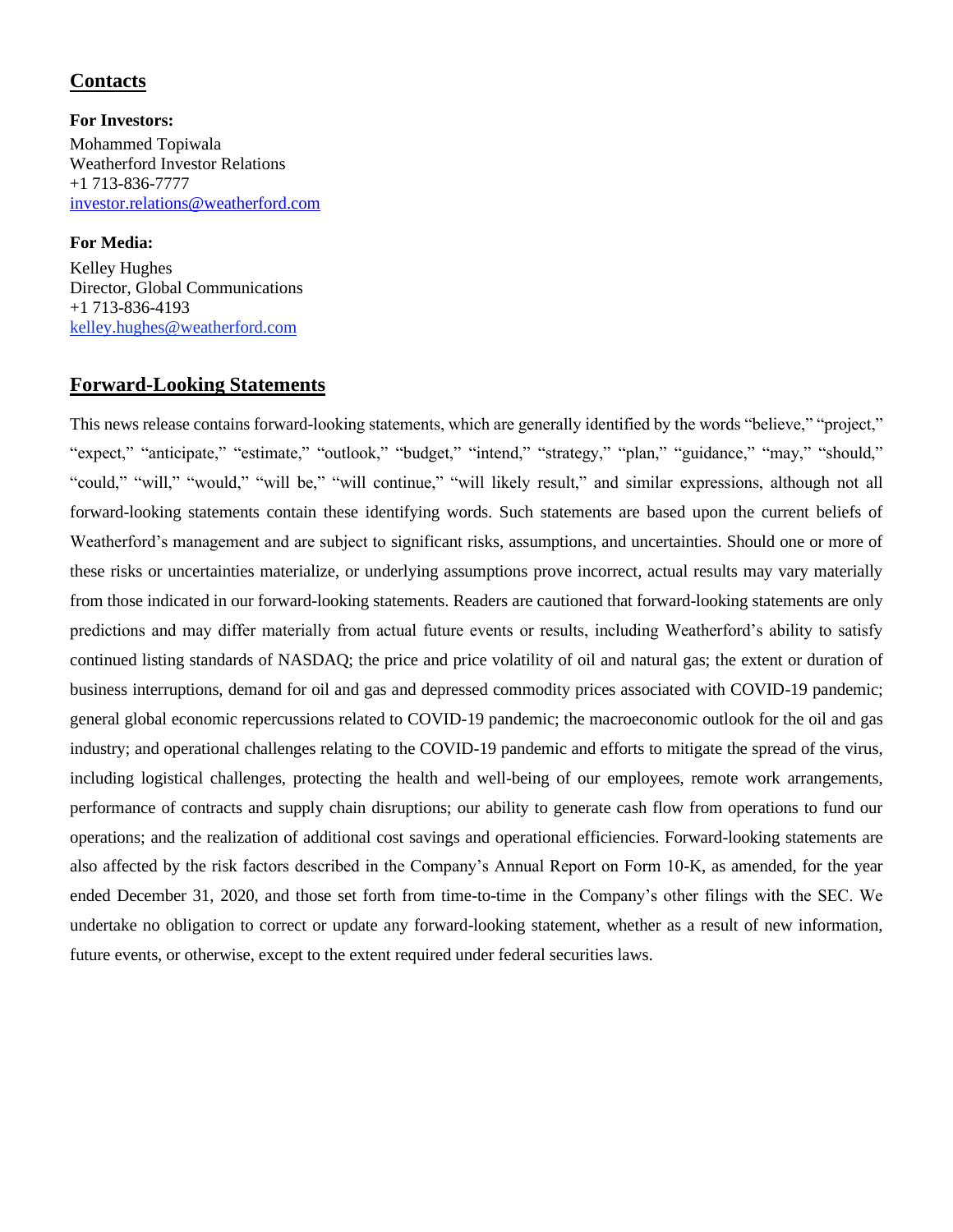## Contacts

**For Investors:**
Mohammed Topiwala
Weatherford Investor Relations
+1 713-836-7777
investor.relations@weatherford.com

**For Media:**
Kelley Hughes
Director, Global Communications
+1 713-836-4193
kelley.hughes@weatherford.com

## Forward-Looking Statements

This news release contains forward-looking statements, which are generally identified by the words "believe," "project," "expect," "anticipate," "estimate," "outlook," "budget," "intend," "strategy," "plan," "guidance," "may," "should," "could," "will," "would," "will be," "will continue," "will likely result," and similar expressions, although not all forward-looking statements contain these identifying words. Such statements are based upon the current beliefs of Weatherford's management and are subject to significant risks, assumptions, and uncertainties. Should one or more of these risks or uncertainties materialize, or underlying assumptions prove incorrect, actual results may vary materially from those indicated in our forward-looking statements. Readers are cautioned that forward-looking statements are only predictions and may differ materially from actual future events or results, including Weatherford's ability to satisfy continued listing standards of NASDAQ; the price and price volatility of oil and natural gas; the extent or duration of business interruptions, demand for oil and gas and depressed commodity prices associated with COVID-19 pandemic; general global economic repercussions related to COVID-19 pandemic; the macroeconomic outlook for the oil and gas industry; and operational challenges relating to the COVID-19 pandemic and efforts to mitigate the spread of the virus, including logistical challenges, protecting the health and well-being of our employees, remote work arrangements, performance of contracts and supply chain disruptions; our ability to generate cash flow from operations to fund our operations; and the realization of additional cost savings and operational efficiencies. Forward-looking statements are also affected by the risk factors described in the Company's Annual Report on Form 10-K, as amended, for the year ended December 31, 2020, and those set forth from time-to-time in the Company's other filings with the SEC. We undertake no obligation to correct or update any forward-looking statement, whether as a result of new information, future events, or otherwise, except to the extent required under federal securities laws.